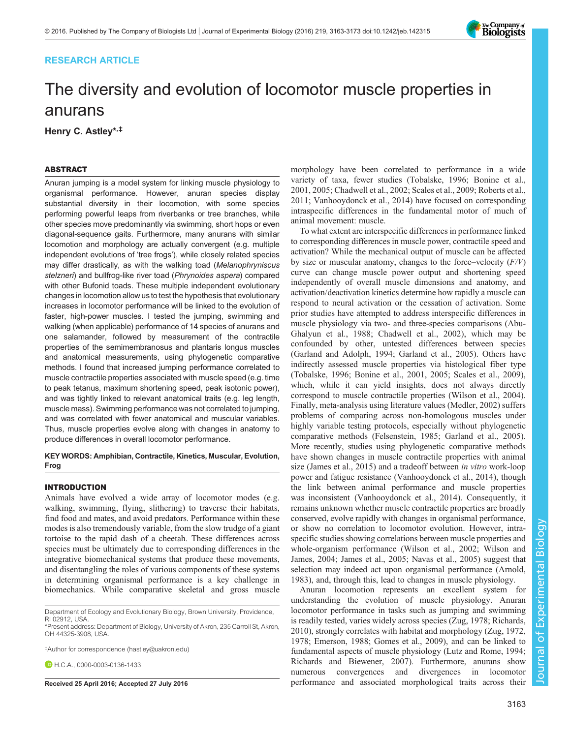RESEARCH ARTICLE

# The diversity and evolution of locomotor muscle properties in anurans

Henry C. Astley*,‡

## ABSTRACT

Anuran jumping is a model system for linking muscle physiology to organismal performance. However, anuran species display substantial diversity in their locomotion, with some species performing powerful leaps from riverbanks or tree branches, while other species move predominantly via swimming, short hops or even diagonal-sequence gaits. Furthermore, many anurans with similar locomotion and morphology are actually convergent (e.g. multiple independent evolutions of 'tree frogs'), while closely related species may differ drastically, as with the walking toad (*Melanophryniscus stelzneri*) and bullfrog-like river toad (*Phrynoides aspera*) compared with other Bufonid toads. These multiple independent evolutionary changes in locomotion allow us to test the hypothesis that evolutionary increases in locomotor performance will be linked to the evolution of faster, high-power muscles. I tested the jumping, swimming and walking (when applicable) performance of 14 species of anurans and one salamander, followed by measurement of the contractile properties of the semimembranosus and plantaris longus muscles and anatomical measurements, using phylogenetic comparative methods. I found that increased jumping performance correlated to muscle contractile properties associated with muscle speed (e.g. time to peak tetanus, maximum shortening speed, peak isotonic power), and was tightly linked to relevant anatomical traits (e.g. leg length, muscle mass). Swimming performance was not correlated to jumping, and was correlated with fewer anatomical and muscular variables. Thus, muscle properties evolve along with changes in anatomy to produce differences in overall locomotor performance.

**KEY WORDS: Amphibian, Contractile, Kinetics, Muscular, Evolution, Frog**

## INTRODUCTION

Animals have evolved a wide array of locomotor modes (e.g. walking, swimming, flying, slithering) to traverse their habitats, find food and mates, and avoid predators. Performance within these modes is also tremendously variable, from the slow trudge of a giant tortoise to the rapid dash of a cheetah. These differences across species must be ultimately due to corresponding differences in the integrative biomechanical systems that produce these movements, and disentangling the roles of various components of these systems in determining organismal performance is a key challenge in biomechanics. While comparative skeletal and gross muscle morphology have been correlated to performance in a wide variety of taxa, fewer studies (Tobalske, 1996; Bonine et al., 2001, 2005; Chadwell et al., 2002; Scales et al., 2009; Roberts et al., 2011; Vanhooydonck et al., 2014) have focused on corresponding intraspecific differences in the fundamental motor of much of animal movement: muscle.

To what extent are interspecific differences in performance linked to corresponding differences in muscle power, contractile speed and activation? While the mechanical output of muscle can be affected by size or muscular anatomy, changes to the force–velocity (*F/V*) curve can change muscle power output and shortening speed independently of overall muscle dimensions and anatomy, and activation/deactivation kinetics determine how rapidly a muscle can respond to neural activation or the cessation of activation. Some prior studies have attempted to address interspecific differences in muscle physiology via two- and three-species comparisons (Abu-Ghalyun et al., 1988; Chadwell et al., 2002), which may be confounded by other, untested differences between species (Garland and Adolph, 1994; Garland et al., 2005). Others have indirectly assessed muscle properties via histological fiber type (Tobalske, 1996; Bonine et al., 2001, 2005; Scales et al., 2009), which, while it can yield insights, does not always directly correspond to muscle contractile properties (Wilson et al., 2004). Finally, meta-analysis using literature values (Medler, 2002) suffers problems of comparing across non-homologous muscles under highly variable testing protocols, especially without phylogenetic comparative methods (Felsenstein, 1985; Garland et al., 2005). More recently, studies using phylogenetic comparative methods have shown changes in muscle contractile properties with animal size (James et al., 2015) and a tradeoff between *in vitro* work-loop power and fatigue resistance (Vanhooydonck et al., 2014), though the link between animal performance and muscle properties was inconsistent (Vanhooydonck et al., 2014). Consequently, it remains unknown whether muscle contractile properties are broadly conserved, evolve rapidly with changes in organismal performance, or show no correlation to locomotor evolution. However, intraspecific studies showing correlations between muscle properties and whole-organism performance (Wilson et al., 2002; Wilson and James, 2004; James et al., 2005; Navas et al., 2005) suggest that selection may indeed act upon organismal performance (Arnold, 1983), and, through this, lead to changes in muscle physiology.

Anuran locomotion represents an excellent system for understanding the evolution of muscle physiology. Anuran locomotor performance in tasks such as jumping and swimming is readily tested, varies widely across species (Zug, 1978; Richards, 2010), strongly correlates with habitat and morphology (Zug, 1972, 1978; Emerson, 1988; Gomes et al., 2009), and can be linked to fundamental aspects of muscle physiology (Lutz and Rome, 1994; Richards and Biewener, 2007). Furthermore, anurans show numerous convergences and divergences in locomotor performance and associated morphological traits across their

Department of Ecology and Evolutionary Biology, Brown University, Providence, RI 02912, USA.
*Present address: Department of Biology, University of Akron, 235 Carroll St, Akron, OH 44325-3908, USA.

‡Author for correspondence (hastley@uakron.edu)

H.C.A., 0000-0003-0136-1433

**Received 25 April 2016; Accepted 27 July 2016**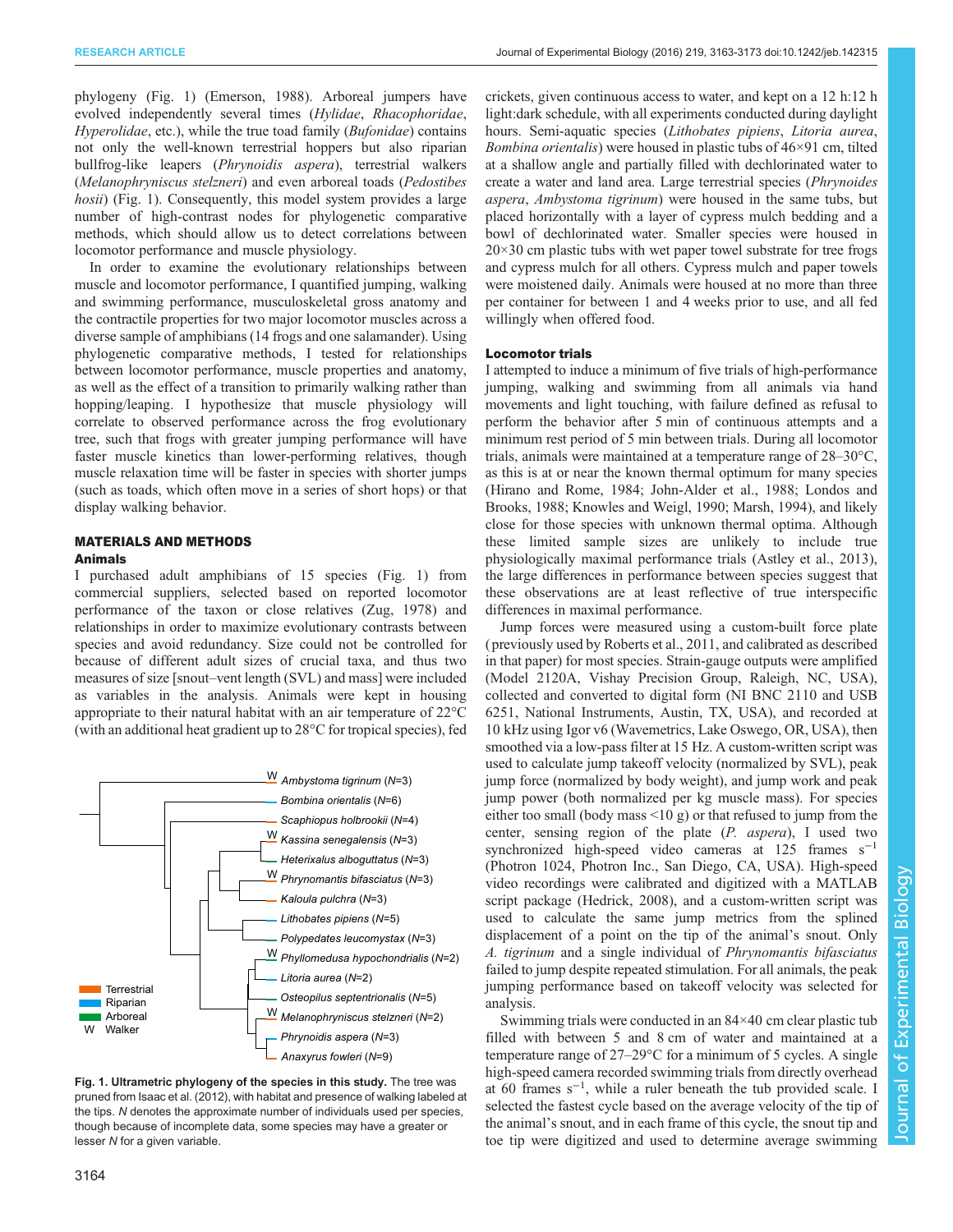phylogeny (Fig. 1) (Emerson, 1988). Arboreal jumpers have evolved independently several times (*Hylidae*, *Rhacophoridae*, *Hyperolidae*, etc.), while the true toad family (*Bufonidae*) contains not only the well-known terrestrial hoppers but also riparian bullfrog-like leapers (*Phrynoidis aspera*), terrestrial walkers (*Melanophryniscus stelzneri*) and even arboreal toads (*Pedostibes hosii*) (Fig. 1). Consequently, this model system provides a large number of high-contrast nodes for phylogenetic comparative methods, which should allow us to detect correlations between locomotor performance and muscle physiology.

In order to examine the evolutionary relationships between muscle and locomotor performance, I quantified jumping, walking and swimming performance, musculoskeletal gross anatomy and the contractile properties for two major locomotor muscles across a diverse sample of amphibians (14 frogs and one salamander). Using phylogenetic comparative methods, I tested for relationships between locomotor performance, muscle properties and anatomy, as well as the effect of a transition to primarily walking rather than hopping/leaping. I hypothesize that muscle physiology will correlate to observed performance across the frog evolutionary tree, such that frogs with greater jumping performance will have faster muscle kinetics than lower-performing relatives, though muscle relaxation time will be faster in species with shorter jumps (such as toads, which often move in a series of short hops) or that display walking behavior.

## MATERIALS AND METHODS

### Animals

I purchased adult amphibians of 15 species (Fig. 1) from commercial suppliers, selected based on reported locomotor performance of the taxon or close relatives (Zug, 1978) and relationships in order to maximize evolutionary contrasts between species and avoid redundancy. Size could not be controlled for because of different adult sizes of crucial taxa, and thus two measures of size [snout–vent length (SVL) and mass] were included as variables in the analysis. Animals were kept in housing appropriate to their natural habitat with an air temperature of 22°C (with an additional heat gradient up to 28°C for tropical species), fed crickets, given continuous access to water, and kept on a 12 h:12 h light:dark schedule, with all experiments conducted during daylight hours. Semi-aquatic species (*Lithobates pipiens*, *Litoria aurea*, *Bombina orientalis*) were housed in plastic tubs of 46×91 cm, tilted at a shallow angle and partially filled with dechlorinated water to create a water and land area. Large terrestrial species (*Phrynoides aspera*, *Ambystoma tigrinum*) were housed in the same tubs, but placed horizontally with a layer of cypress mulch bedding and a bowl of dechlorinated water. Smaller species were housed in 20×30 cm plastic tubs with wet paper towel substrate for tree frogs and cypress mulch for all others. Cypress mulch and paper towels were moistened daily. Animals were housed at no more than three per container for between 1 and 4 weeks prior to use, and all fed willingly when offered food.

W *Ambystoma tigrinum* (N=3)
*Bombina orientalis* (N=6)
*Scaphiopus holbrookii* (N=4)
W *Kassina senegalensis* (N=3)
*Heterixalus alboguttatus* (N=3)
W *Phrynomantis bifasciatus* (N=3)
*Kaloula pulchra* (N=3)
*Lithobates pipiens* (N=5)
*Polypedates leucomystax* (N=3)
W *Phyllomedusa hypochondrialis* (N=2)
*Litoria aurea* (N=2)
*Osteopilus septentrionalis* (N=5)
W *Melanophryniscus stelzneri* (N=2)
*Phrynoidis aspera* (N=3)
*Anaxyrus fowleri* (N=9)

Terrestrial
Riparian
Arboreal
W Walker

**Fig. 1. Ultrametric phylogeny of the species in this study.** The tree was pruned from Isaac et al. (2012), with habitat and presence of walking labeled at the tips. N denotes the approximate number of individuals used per species, though because of incomplete data, some species may have a greater or lesser N for a given variable.

### Locomotor trials

I attempted to induce a minimum of five trials of high-performance jumping, walking and swimming from all animals via hand movements and light touching, with failure defined as refusal to perform the behavior after 5 min of continuous attempts and a minimum rest period of 5 min between trials. During all locomotor trials, animals were maintained at a temperature range of 28–30°C, as this is at or near the known thermal optimum for many species (Hirano and Rome, 1984; John-Alder et al., 1988; Londos and Brooks, 1988; Knowles and Weigl, 1990; Marsh, 1994), and likely close for those species with unknown thermal optima. Although these limited sample sizes are unlikely to include true physiologically maximal performance trials (Astley et al., 2013), the large differences in performance between species suggest that these observations are at least reflective of true interspecific differences in maximal performance.

Jump forces were measured using a custom-built force plate (previously used by Roberts et al., 2011, and calibrated as described in that paper) for most species. Strain-gauge outputs were amplified (Model 2120A, Vishay Precision Group, Raleigh, NC, USA), collected and converted to digital form (NI BNC 2110 and USB 6251, National Instruments, Austin, TX, USA), and recorded at 10 kHz using Igor v6 (Wavemetrics, Lake Oswego, OR, USA), then smoothed via a low-pass filter at 15 Hz. A custom-written script was used to calculate jump takeoff velocity (normalized by SVL), peak jump force (normalized by body weight), and jump work and peak jump power (both normalized per kg muscle mass). For species either too small (body mass <10 g) or that refused to jump from the center, sensing region of the plate (*P. aspera*), I used two synchronized high-speed video cameras at 125 frames $s^{-1}$ (Photron 1024, Photron Inc., San Diego, CA, USA). High-speed video recordings were calibrated and digitized with a MATLAB script package (Hedrick, 2008), and a custom-written script was used to calculate the same jump metrics from the splined displacement of a point on the tip of the animal's snout. Only *A. tigrinum* and a single individual of *Phrynomantis bifasciatus* failed to jump despite repeated stimulation. For all animals, the peak jumping performance based on takeoff velocity was selected for analysis.

Swimming trials were conducted in an 84×40 cm clear plastic tub filled with between 5 and 8 cm of water and maintained at a temperature range of 27–29°C for a minimum of 5 cycles. A single high-speed camera recorded swimming trials from directly overhead at 60 frames $s^{-1}$, while a ruler beneath the tub provided scale. I selected the fastest cycle based on the average velocity of the tip of the animal's snout, and in each frame of this cycle, the snout tip and toe tip were digitized and used to determine average swimming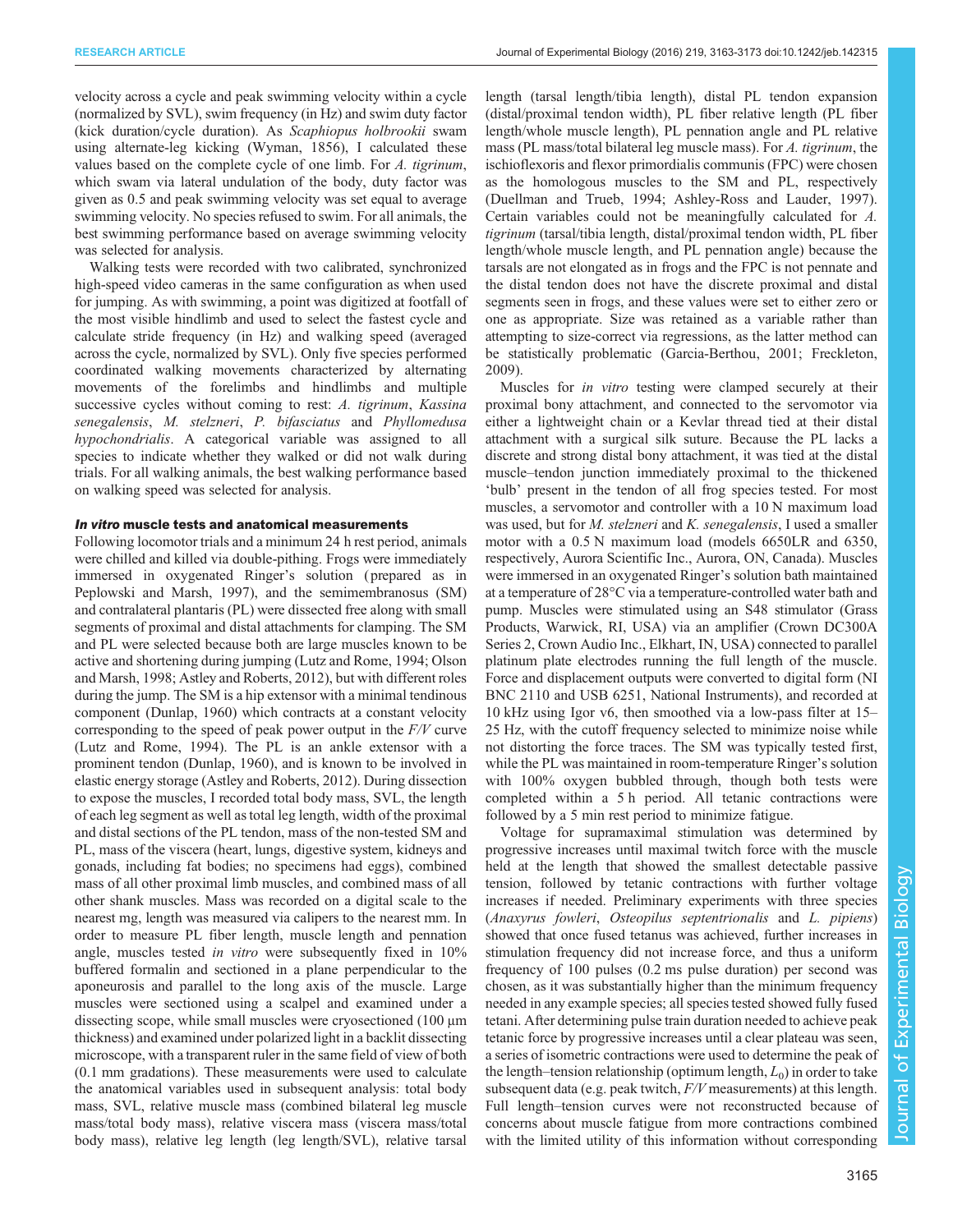velocity across a cycle and peak swimming velocity within a cycle (normalized by SVL), swim frequency (in Hz) and swim duty factor (kick duration/cycle duration). As *Scaphiopus holbrookii* swam using alternate-leg kicking (Wyman, 1856), I calculated these values based on the complete cycle of one limb. For *A. tigrinum*, which swam via lateral undulation of the body, duty factor was given as 0.5 and peak swimming velocity was set equal to average swimming velocity. No species refused to swim. For all animals, the best swimming performance based on average swimming velocity was selected for analysis.

Walking tests were recorded with two calibrated, synchronized high-speed video cameras in the same configuration as when used for jumping. As with swimming, a point was digitized at footfall of the most visible hindlimb and used to select the fastest cycle and calculate stride frequency (in Hz) and walking speed (averaged across the cycle, normalized by SVL). Only five species performed coordinated walking movements characterized by alternating movements of the forelimbs and hindlimbs and multiple successive cycles without coming to rest: *A. tigrinum*, *Kassina senegalensis*, *M. stelzneri*, *P. bifasciatus* and *Phyllomedusa hypochondrialis*. A categorical variable was assigned to all species to indicate whether they walked or did not walk during trials. For all walking animals, the best walking performance based on walking speed was selected for analysis.

### *In vitro* muscle tests and anatomical measurements

Following locomotor trials and a minimum 24 h rest period, animals were chilled and killed via double-pithing. Frogs were immediately immersed in oxygenated Ringer's solution (prepared as in Peplowski and Marsh, 1997), and the semimembranosus (SM) and contralateral plantaris (PL) were dissected free along with small segments of proximal and distal attachments for clamping. The SM and PL were selected because both are large muscles known to be active and shortening during jumping (Lutz and Rome, 1994; Olson and Marsh, 1998; Astley and Roberts, 2012), but with different roles during the jump. The SM is a hip extensor with a minimal tendinous component (Dunlap, 1960) which contracts at a constant velocity corresponding to the speed of peak power output in the *F*/*V* curve (Lutz and Rome, 1994). The PL is an ankle extensor with a prominent tendon (Dunlap, 1960), and is known to be involved in elastic energy storage (Astley and Roberts, 2012). During dissection to expose the muscles, I recorded total body mass, SVL, the length of each leg segment as well as total leg length, width of the proximal and distal sections of the PL tendon, mass of the non-tested SM and PL, mass of the viscera (heart, lungs, digestive system, kidneys and gonads, including fat bodies; no specimens had eggs), combined mass of all other proximal limb muscles, and combined mass of all other shank muscles. Mass was recorded on a digital scale to the nearest mg, length was measured via calipers to the nearest mm. In order to measure PL fiber length, muscle length and pennation angle, muscles tested *in vitro* were subsequently fixed in 10% buffered formalin and sectioned in a plane perpendicular to the aponeurosis and parallel to the long axis of the muscle. Large muscles were sectioned using a scalpel and examined under a dissecting scope, while small muscles were cryosectioned (100 µm thickness) and examined under polarized light in a backlit dissecting microscope, with a transparent ruler in the same field of view of both (0.1 mm gradations). These measurements were used to calculate the anatomical variables used in subsequent analysis: total body mass, SVL, relative muscle mass (combined bilateral leg muscle mass/total body mass), relative viscera mass (viscera mass/total body mass), relative leg length (leg length/SVL), relative tarsal length (tarsal length/tibia length), distal PL tendon expansion (distal/proximal tendon width), PL fiber relative length (PL fiber length/whole muscle length), PL pennation angle and PL relative mass (PL mass/total bilateral leg muscle mass). For *A. tigrinum*, the ischioflexoris and flexor primordialis communis (FPC) were chosen as the homologous muscles to the SM and PL, respectively (Duellman and Trueb, 1994; Ashley-Ross and Lauder, 1997). Certain variables could not be meaningfully calculated for *A. tigrinum* (tarsal/tibia length, distal/proximal tendon width, PL fiber length/whole muscle length, and PL pennation angle) because the tarsals are not elongated as in frogs and the FPC is not pennate and the distal tendon does not have the discrete proximal and distal segments seen in frogs, and these values were set to either zero or one as appropriate. Size was retained as a variable rather than attempting to size-correct via regressions, as the latter method can be statistically problematic (Garcia-Berthou, 2001; Freckleton, 2009).

Muscles for *in vitro* testing were clamped securely at their proximal bony attachment, and connected to the servomotor via either a lightweight chain or a Kevlar thread tied at their distal attachment with a surgical silk suture. Because the PL lacks a discrete and strong distal bony attachment, it was tied at the distal muscle–tendon junction immediately proximal to the thickened 'bulb' present in the tendon of all frog species tested. For most muscles, a servomotor and controller with a 10 N maximum load was used, but for *M. stelzneri* and *K. senegalensis*, I used a smaller motor with a 0.5 N maximum load (models 6650LR and 6350, respectively, Aurora Scientific Inc., Aurora, ON, Canada). Muscles were immersed in an oxygenated Ringer's solution bath maintained at a temperature of 28°C via a temperature-controlled water bath and pump. Muscles were stimulated using an S48 stimulator (Grass Products, Warwick, RI, USA) via an amplifier (Crown DC300A Series 2, Crown Audio Inc., Elkhart, IN, USA) connected to parallel platinum plate electrodes running the full length of the muscle. Force and displacement outputs were converted to digital form (NI BNC 2110 and USB 6251, National Instruments), and recorded at 10 kHz using Igor v6, then smoothed via a low-pass filter at 15–25 Hz, with the cutoff frequency selected to minimize noise while not distorting the force traces. The SM was typically tested first, while the PL was maintained in room-temperature Ringer's solution with 100% oxygen bubbled through, though both tests were completed within a 5 h period. All tetanic contractions were followed by a 5 min rest period to minimize fatigue.

Voltage for supramaximal stimulation was determined by progressive increases until maximal twitch force with the muscle held at the length that showed the smallest detectable passive tension, followed by tetanic contractions with further voltage increases if needed. Preliminary experiments with three species (*Anaxyrus fowleri*, *Osteopilus septentrionalis* and *L. pipiens*) showed that once fused tetanus was achieved, further increases in stimulation frequency did not increase force, and thus a uniform frequency of 100 pulses (0.2 ms pulse duration) per second was chosen, as it was substantially higher than the minimum frequency needed in any example species; all species tested showed fully fused tetani. After determining pulse train duration needed to achieve peak tetanic force by progressive increases until a clear plateau was seen, a series of isometric contractions were used to determine the peak of the length–tension relationship (optimum length, $L_0$) in order to take subsequent data (e.g. peak twitch, *F*/*V* measurements) at this length. Full length–tension curves were not reconstructed because of concerns about muscle fatigue from more contractions combined with the limited utility of this information without corresponding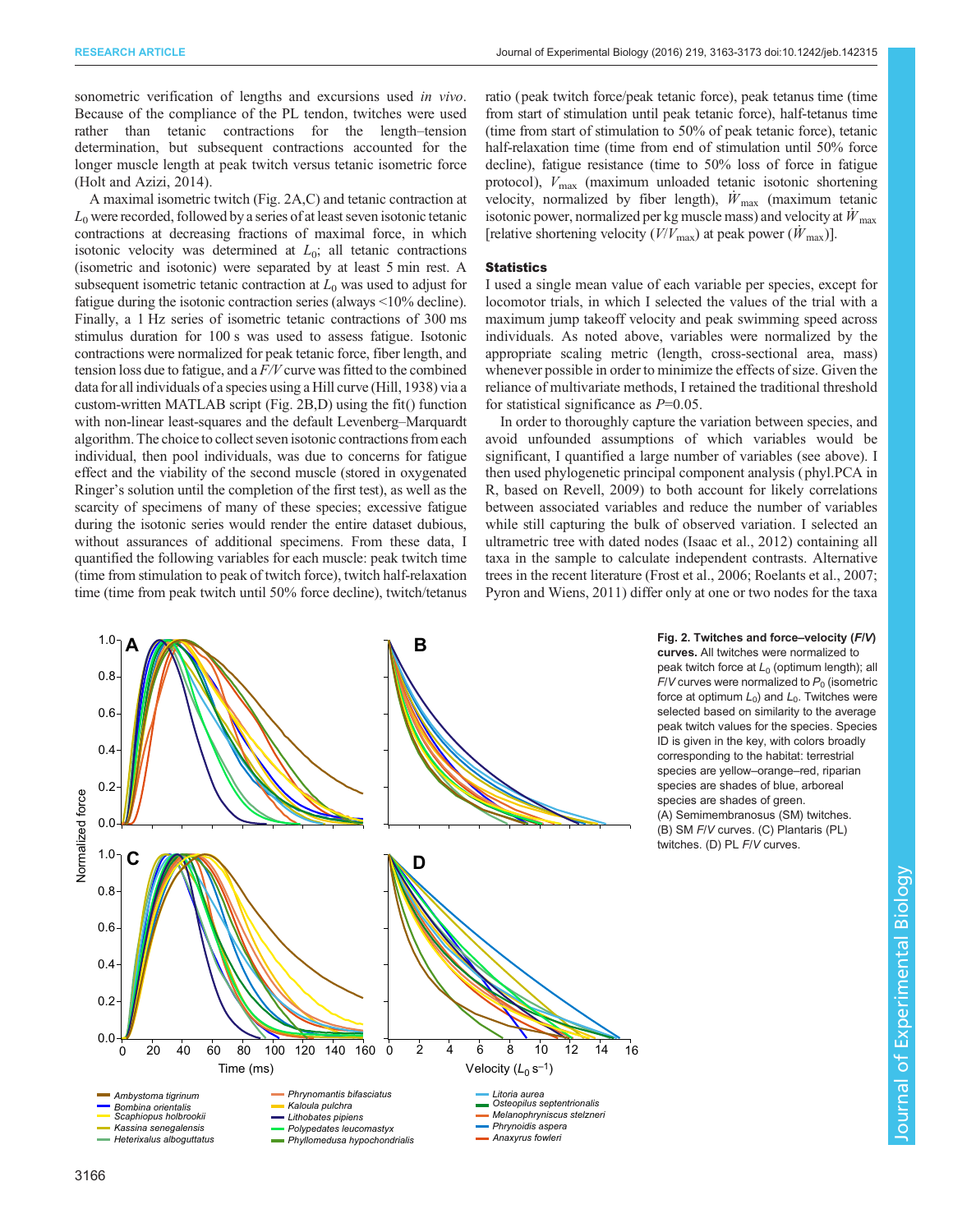sonometric verification of lengths and excursions used *in vivo*. Because of the compliance of the PL tendon, twitches were used rather than tetanic contractions for the length–tension determination, but subsequent contractions accounted for the longer muscle length at peak twitch versus tetanic isometric force (Holt and Azizi, 2014).

A maximal isometric twitch (Fig. 2A,C) and tetanic contraction at $L_0$ were recorded, followed by a series of at least seven isotonic tetanic contractions at decreasing fractions of maximal force, in which isotonic velocity was determined at $L_0$; all tetanic contractions (isometric and isotonic) were separated by at least 5 min rest. A subsequent isometric tetanic contraction at $L_0$ was used to adjust for fatigue during the isotonic contraction series (always <10% decline). Finally, a 1 Hz series of isometric tetanic contractions of 300 ms stimulus duration for 100 s was used to assess fatigue. Isotonic contractions were normalized for peak tetanic force, fiber length, and tension loss due to fatigue, and a *F/V* curve was fitted to the combined data for all individuals of a species using a Hill curve (Hill, 1938) via a custom-written MATLAB script (Fig. 2B,D) using the fit() function with non-linear least-squares and the default Levenberg–Marquardt algorithm. The choice to collect seven isotonic contractions from each individual, then pool individuals, was due to concerns for fatigue effect and the viability of the second muscle (stored in oxygenated Ringer's solution until the completion of the first test), as well as the scarcity of specimens of many of these species; excessive fatigue during the isotonic series would render the entire dataset dubious, without assurances of additional specimens. From these data, I quantified the following variables for each muscle: peak twitch time (time from stimulation to peak of twitch force), twitch half-relaxation time (time from peak twitch until 50% force decline), twitch/tetanus ratio (peak twitch force/peak tetanic force), peak tetanus time (time from start of stimulation until peak tetanic force), half-tetanus time (time from start of stimulation to 50% of peak tetanic force), tetanic half-relaxation time (time from end of stimulation until 50% force decline), fatigue resistance (time to 50% loss of force in fatigue protocol), $V_{max}$ (maximum unloaded tetanic isotonic shortening velocity, normalized by fiber length), $\dot{W}_{max}$ (maximum tetanic isotonic power, normalized per kg muscle mass) and velocity at $\dot{W}_{max}$ [relative shortening velocity ($V/V_{max}$) at peak power ($\dot{W}_{max}$)].

## Statistics

I used a single mean value of each variable per species, except for locomotor trials, in which I selected the values of the trial with a maximum jump takeoff velocity and peak swimming speed across individuals. As noted above, variables were normalized by the appropriate scaling metric (length, cross-sectional area, mass) whenever possible in order to minimize the effects of size. Given the reliance of multivariate methods, I retained the traditional threshold for statistical significance as $P$=0.05.

In order to thoroughly capture the variation between species, and avoid unfounded assumptions of which variables would be significant, I quantified a large number of variables (see above). I then used phylogenetic principal component analysis (phyl.PCA in R, based on Revell, 2009) to both account for likely correlations between associated variables and reduce the number of variables while still capturing the bulk of observed variation. I selected an ultrametric tree with dated nodes (Isaac et al., 2012) containing all taxa in the sample to calculate independent contrasts. Alternative trees in the recent literature (Frost et al., 2006; Roelants et al., 2007; Pyron and Wiens, 2011) differ only at one or two nodes for the taxa

**Fig. 2. Twitches and force–velocity (*F*/*V*) curves.** All twitches were normalized to peak twitch force at $L_0$ (optimum length); all *F*/*V* curves were normalized to $P_0$ (isometric force at optimum $L_0$) and $L_0$. Twitches were selected based on similarity to the average peak twitch values for the species. Species ID is given in the key, with colors broadly corresponding to the habitat: terrestrial species are yellow–orange–red, riparian species are shades of blue, arboreal species are shades of green. (A) Semimembranosus (SM) twitches. (B) SM *F*/*V* curves. (C) Plantaris (PL) twitches. (D) PL *F*/*V* curves.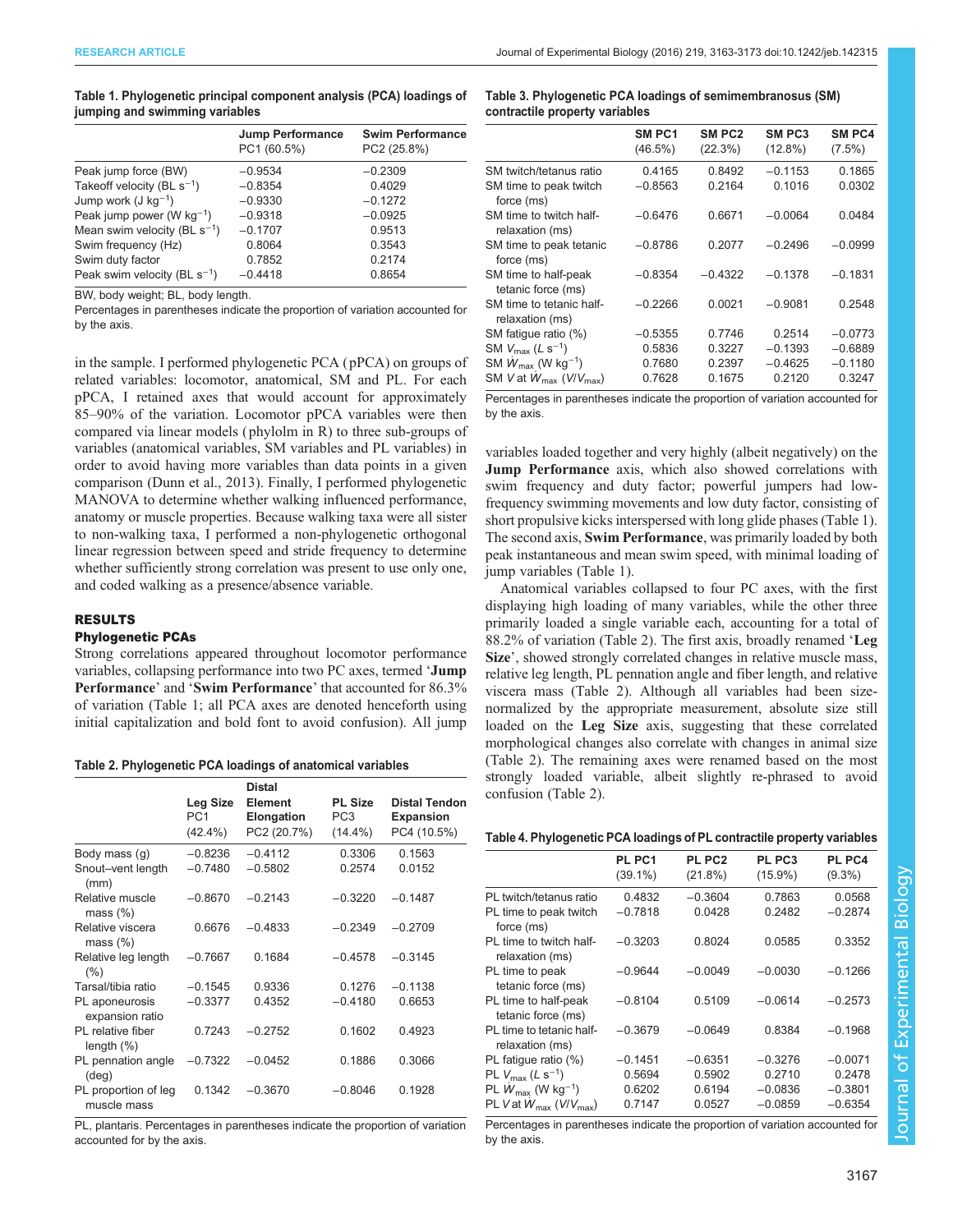**Table 1. Phylogenetic principal component analysis (PCA) loadings of jumping and swimming variables**

| | Jump Performance PC1 (60.5%) | Swim Performance PC2 (25.8%) |
|---|---|---|
| Peak jump force (BW) | −0.9534 | −0.2309 |
| Takeoff velocity (BL $s^{-1}$) | −0.8354 | 0.4029 |
| Jump work (J $kg^{-1}$) | −0.9330 | −0.1272 |
| Peak jump power (W $kg^{-1}$) | −0.9318 | −0.0925 |
| Mean swim velocity (BL $s^{-1}$) | −0.1707 | 0.9513 |
| Swim frequency (Hz) | 0.8064 | 0.3543 |
| Swim duty factor | 0.7852 | 0.2174 |
| Peak swim velocity (BL $s^{-1}$) | −0.4418 | 0.8654 |

BW, body weight; BL, body length.
Percentages in parentheses indicate the proportion of variation accounted for by the axis.

in the sample. I performed phylogenetic PCA (pPCA) on groups of related variables: locomotor, anatomical, SM and PL. For each pPCA, I retained axes that would account for approximately 85–90% of the variation. Locomotor pPCA variables were then compared via linear models (phylolm in R) to three sub-groups of variables (anatomical variables, SM variables and PL variables) in order to avoid having more variables than data points in a given comparison (Dunn et al., 2013). Finally, I performed phylogenetic MANOVA to determine whether walking influenced performance, anatomy or muscle properties. Because walking taxa were all sister to non-walking taxa, I performed a non-phylogenetic orthogonal linear regression between speed and stride frequency to determine whether sufficiently strong correlation was present to use only one, and coded walking as a presence/absence variable.

## RESULTS

### Phylogenetic PCAs

Strong correlations appeared throughout locomotor performance variables, collapsing performance into two PC axes, termed '**Jump Performance**' and '**Swim Performance**' that accounted for 86.3% of variation (Table 1; all PCA axes are denoted henceforth using initial capitalization and bold font to avoid confusion). All jump variables loaded together and very highly (albeit negatively) on the **Jump Performance** axis, which also showed correlations with swim frequency and duty factor; powerful jumpers had low-frequency swimming movements and low duty factor, consisting of short propulsive kicks interspersed with long glide phases (Table 1). The second axis, **Swim Performance**, was primarily loaded by both peak instantaneous and mean swim speed, with minimal loading of jump variables (Table 1).

Anatomical variables collapsed to four PC axes, with the first displaying high loading of many variables, while the other three primarily loaded a single variable each, accounting for a total of 88.2% of variation (Table 2). The first axis, broadly renamed '**Leg Size**', showed strongly correlated changes in relative muscle mass, relative leg length, PL pennation angle and fiber length, and relative viscera mass (Table 2). Although all variables had been size-normalized by the appropriate measurement, absolute size still loaded on the **Leg Size** axis, suggesting that these correlated morphological changes also correlate with changes in animal size (Table 2). The remaining axes were renamed based on the most strongly loaded variable, albeit slightly re-phrased to avoid confusion (Table 2).

**Table 2. Phylogenetic PCA loadings of anatomical variables**

| | Leg Size PC1 (42.4%) | Distal Element Elongation PC2 (20.7%) | PL Size PC3 (14.4%) | Distal Tendon Expansion PC4 (10.5%) |
|---|---|---|---|---|
| Body mass (g) | −0.8236 | −0.4112 | 0.3306 | 0.1563 |
| Snout–vent length (mm) | −0.7480 | −0.5802 | 0.2574 | 0.0152 |
| Relative muscle mass (%) | −0.8670 | −0.2143 | −0.3220 | −0.1487 |
| Relative viscera mass (%) | 0.6676 | −0.4833 | −0.2349 | −0.2709 |
| Relative leg length (%) | −0.7667 | 0.1684 | −0.4578 | −0.3145 |
| Tarsal/tibia ratio | −0.1545 | 0.9336 | 0.1276 | −0.1138 |
| PL aponeurosis expansion ratio | −0.3377 | 0.4352 | −0.4180 | 0.6653 |
| PL relative fiber length (%) | 0.7243 | −0.2752 | 0.1602 | 0.4923 |
| PL pennation angle (deg) | −0.7322 | −0.0452 | 0.1886 | 0.3066 |
| PL proportion of leg muscle mass | 0.1342 | −0.3670 | −0.8046 | 0.1928 |

PL, plantaris. Percentages in parentheses indicate the proportion of variation accounted for by the axis.

**Table 3. Phylogenetic PCA loadings of semimembranosus (SM) contractile property variables**

| | SM PC1 (46.5%) | SM PC2 (22.3%) | SM PC3 (12.8%) | SM PC4 (7.5%) |
|---|---|---|---|---|
| SM twitch/tetanus ratio | 0.4165 | 0.8492 | −0.1153 | 0.1865 |
| SM time to peak twitch force (ms) | −0.8563 | 0.2164 | 0.1016 | 0.0302 |
| SM time to twitch half-relaxation (ms) | −0.6476 | 0.6671 | −0.0064 | 0.0484 |
| SM time to peak tetanic force (ms) | −0.8786 | 0.2077 | −0.2496 | −0.0999 |
| SM time to half-peak tetanic force (ms) | −0.8354 | −0.4322 | −0.1378 | −0.1831 |
| SM time to tetanic half-relaxation (ms) | −0.2266 | 0.0021 | −0.9081 | 0.2548 |
| SM fatigue ratio (%) | −0.5355 | 0.7746 | 0.2514 | −0.0773 |
| SM $V_{max}$ ($L$ $s^{-1}$) | 0.5836 | 0.3227 | −0.1393 | −0.6889 |
| SM $\dot{W}_{max}$ (W $kg^{-1}$) | 0.7680 | 0.2397 | −0.4625 | −0.1180 |
| SM $V$ at $\dot{W}_{max}$ ($V/V_{max}$) | 0.7628 | 0.1675 | 0.2120 | 0.3247 |

Percentages in parentheses indicate the proportion of variation accounted for by the axis.

**Table 4. Phylogenetic PCA loadings of PL contractile property variables**

| | PL PC1 (39.1%) | PL PC2 (21.8%) | PL PC3 (15.9%) | PL PC4 (9.3%) |
|---|---|---|---|---|
| PL twitch/tetanus ratio | 0.4832 | −0.3604 | 0.7863 | 0.0568 |
| PL time to peak twitch force (ms) | −0.7818 | 0.0428 | 0.2482 | −0.2874 |
| PL time to twitch half-relaxation (ms) | −0.3203 | 0.8024 | 0.0585 | 0.3352 |
| PL time to peak tetanic force (ms) | −0.9644 | −0.0049 | −0.0030 | −0.1266 |
| PL time to half-peak tetanic force (ms) | −0.8104 | 0.5109 | −0.0614 | −0.2573 |
| PL time to tetanic half-relaxation (ms) | −0.3679 | −0.0649 | 0.8384 | −0.1968 |
| PL fatigue ratio (%) | −0.1451 | −0.6351 | −0.3276 | −0.0071 |
| PL $V_{max}$ ($L$ $s^{-1}$) | 0.5694 | 0.5902 | 0.2710 | 0.2478 |
| PL $\dot{W}_{max}$ (W $kg^{-1}$) | 0.6202 | 0.6194 | −0.0836 | −0.3801 |
| PL $V$ at $\dot{W}_{max}$ ($V/V_{max}$) | 0.7147 | 0.0527 | −0.0859 | −0.6354 |

Percentages in parentheses indicate the proportion of variation accounted for by the axis.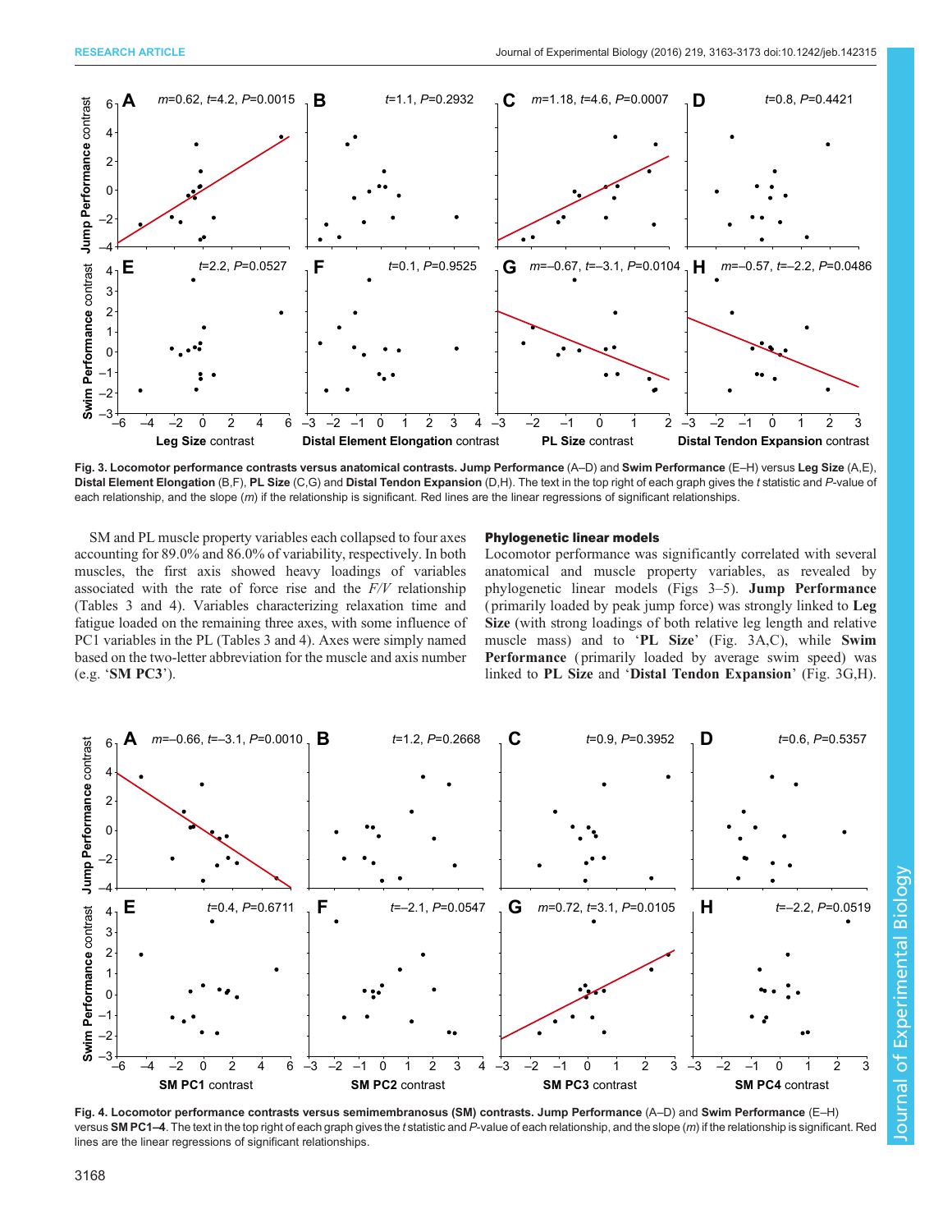Fig. 3. **Locomotor performance contrasts versus anatomical contrasts. Jump Performance** (A–D) and **Swim Performance** (E–H) versus **Leg Size** (A,E), **Distal Element Elongation** (B,F), **PL Size** (C,G) and **Distal Tendon Expansion** (D,H). The text in the top right of each graph gives the *t* statistic and *P*-value of each relationship, and the slope (*m*) if the relationship is significant. Red lines are the linear regressions of significant relationships.

SM and PL muscle property variables each collapsed to four axes accounting for 89.0% and 86.0% of variability, respectively. In both muscles, the first axis showed heavy loadings of variables associated with the rate of force rise and the *F/V* relationship (Tables 3 and 4). Variables characterizing relaxation time and fatigue loaded on the remaining three axes, with some influence of PC1 variables in the PL (Tables 3 and 4). Axes were simply named based on the two-letter abbreviation for the muscle and axis number (e.g. '**SM PC3**').

### Phylogenetic linear models

Locomotor performance was significantly correlated with several anatomical and muscle property variables, as revealed by phylogenetic linear models (Figs 3–5). **Jump Performance** (primarily loaded by peak jump force) was strongly linked to **Leg Size** (with strong loadings of both relative leg length and relative muscle mass) and to '**PL Size**' (Fig. 3A,C), while **Swim Performance** (primarily loaded by average swim speed) was linked to **PL Size** and '**Distal Tendon Expansion**' (Fig. 3G,H).

Fig. 4. **Locomotor performance contrasts versus semimembranosus (SM) contrasts. Jump Performance** (A–D) and **Swim Performance** (E–H) versus **SM PC1–4**. The text in the top right of each graph gives the *t* statistic and *P*-value of each relationship, and the slope (*m*) if the relationship is significant. Red lines are the linear regressions of significant relationships.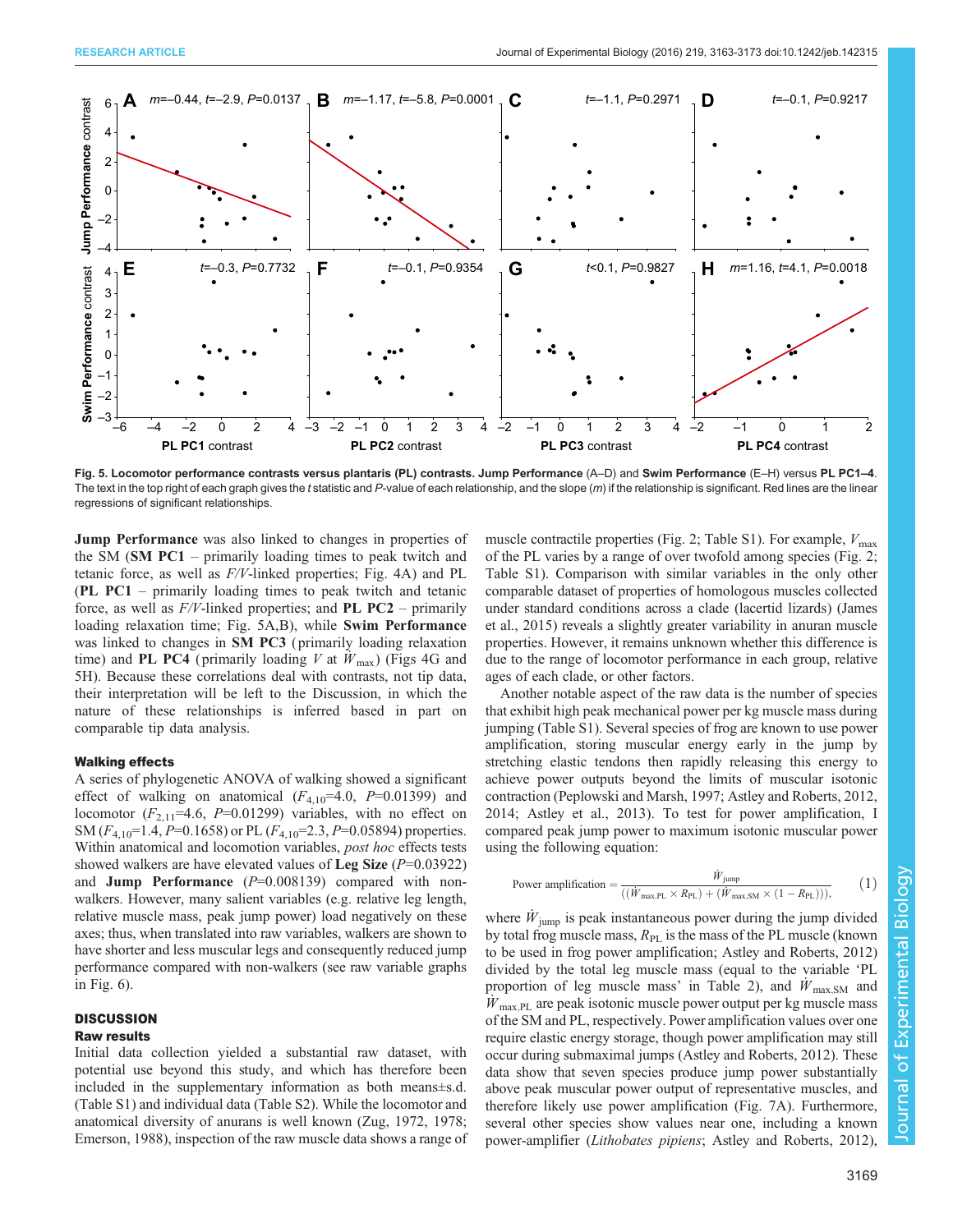Fig. 5. Locomotor performance contrasts versus plantaris (PL) contrasts. Jump Performance (A–D) and Swim Performance (E–H) versus PL PC1–4. The text in the top right of each graph gives the $t$ statistic and $P$-value of each relationship, and the slope ($m$) if the relationship is significant. Red lines are the linear regressions of significant relationships.

**Jump Performance** was also linked to changes in properties of the SM (**SM PC1** – primarily loading times to peak twitch and tetanic force, as well as $F/V$-linked properties; Fig. 4A) and PL (**PL PC1** – primarily loading times to peak twitch and tetanic force, as well as $F/V$-linked properties; and **PL PC2** – primarily loading relaxation time; Fig. 5A,B), while **Swim Performance** was linked to changes in **SM PC3** (primarily loading relaxation time) and **PL PC4** (primarily loading $V$ at $\dot{W}_{max}$) (Figs 4G and 5H). Because these correlations deal with contrasts, not tip data, their interpretation will be left to the Discussion, in which the nature of these relationships is inferred based in part on comparable tip data analysis.

### Walking effects

A series of phylogenetic ANOVA of walking showed a significant effect of walking on anatomical ($F_{4,10}$=4.0, $P$=0.01399) and locomotor ($F_{2,11}$=4.6, $P$=0.01299) variables, with no effect on SM ($F_{4,10}$=1.4, $P$=0.1658) or PL ($F_{4,10}$=2.3, $P$=0.05894) properties. Within anatomical and locomotion variables, *post hoc* effects tests showed walkers are have elevated values of **Leg Size** ($P$=0.03922) and **Jump Performance** ($P$=0.008139) compared with non-walkers. However, many salient variables (e.g. relative leg length, relative muscle mass, peak jump power) load negatively on these axes; thus, when translated into raw variables, walkers are shown to have shorter and less muscular legs and consequently reduced jump performance compared with non-walkers (see raw variable graphs in Fig. 6).

## DISCUSSION

### Raw results

Initial data collection yielded a substantial raw dataset, with potential use beyond this study, and which has therefore been included in the supplementary information as both means±s.d. (Table S1) and individual data (Table S2). While the locomotor and anatomical diversity of anurans is well known (Zug, 1972, 1978; Emerson, 1988), inspection of the raw muscle data shows a range of muscle contractile properties (Fig. 2; Table S1). For example, $V_{max}$ of the PL varies by a range of over twofold among species (Fig. 2; Table S1). Comparison with similar variables in the only other comparable dataset of properties of homologous muscles collected under standard conditions across a clade (lacertid lizards) (James et al., 2015) reveals a slightly greater variability in anuran muscle properties. However, it remains unknown whether this difference is due to the range of locomotor performance in each group, relative ages of each clade, or other factors.

Another notable aspect of the raw data is the number of species that exhibit high peak mechanical power per kg muscle mass during jumping (Table S1). Several species of frog are known to use power amplification, storing muscular energy early in the jump by stretching elastic tendons then rapidly releasing this energy to achieve power outputs beyond the limits of muscular isotonic contraction (Peplowski and Marsh, 1997; Astley and Roberts, 2012, 2014; Astley et al., 2013). To test for power amplification, I compared peak jump power to maximum isotonic muscular power using the following equation:

$$\text{Power amplification} = \frac{\dot{W}_{\text{jump}}}{((\dot{W}_{\text{max,PL}} \times R_{\text{PL}}) + (\dot{W}_{\text{max,SM}} \times (1 - R_{\text{PL}}))),} \tag{1}$$

where $\dot{W}_{jump}$ is peak instantaneous power during the jump divided by total frog muscle mass, $R_{PL}$ is the mass of the PL muscle (known to be used in frog power amplification; Astley and Roberts, 2012) divided by the total leg muscle mass (equal to the variable 'PL proportion of leg muscle mass' in Table 2), and $\dot{W}_{max,SM}$ and $\dot{W}_{max,PL}$ are peak isotonic muscle power output per kg muscle mass of the SM and PL, respectively. Power amplification values over one require elastic energy storage, though power amplification may still occur during submaximal jumps (Astley and Roberts, 2012). These data show that seven species produce jump power substantially above peak muscular power output of representative muscles, and therefore likely use power amplification (Fig. 7A). Furthermore, several other species show values near one, including a known power-amplifier (*Lithobates pipiens*; Astley and Roberts, 2012),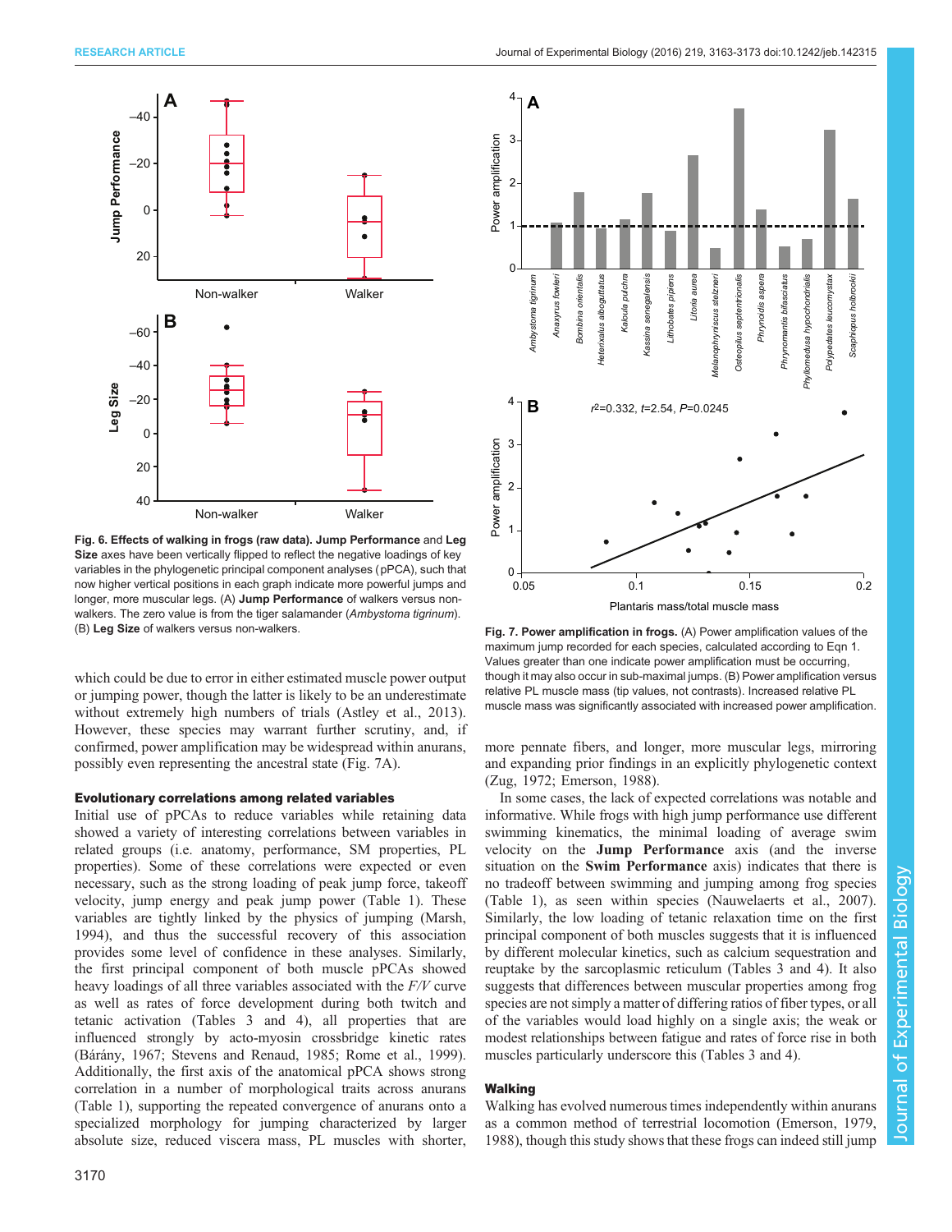Fig. 6. **Effects of walking in frogs (raw data). Jump Performance** and **Leg Size** axes have been vertically flipped to reflect the negative loadings of key variables in the phylogenetic principal component analyses (pPCA), such that now higher vertical positions in each graph indicate more powerful jumps and longer, more muscular legs. (A) **Jump Performance** of walkers versus non-walkers. The zero value is from the tiger salamander (*Ambystoma tigrinum*). (B) **Leg Size** of walkers versus non-walkers.

**Fig. 7. Power amplification in frogs.** (A) Power amplification values of the maximum jump recorded for each species, calculated according to Eqn 1. Values greater than one indicate power amplification must be occurring, though it may also occur in sub-maximal jumps. (B) Power amplification versus relative PL muscle mass (tip values, not contrasts). Increased relative PL muscle mass was significantly associated with increased power amplification.

which could be due to error in either estimated muscle power output or jumping power, though the latter is likely to be an underestimate without extremely high numbers of trials (Astley et al., 2013). However, these species may warrant further scrutiny, and, if confirmed, power amplification may be widespread within anurans, possibly even representing the ancestral state (Fig. 7A).

### Evolutionary correlations among related variables

Initial use of pPCAs to reduce variables while retaining data showed a variety of interesting correlations between variables in related groups (i.e. anatomy, performance, SM properties, PL properties). Some of these correlations were expected or even necessary, such as the strong loading of peak jump force, takeoff velocity, jump energy and peak jump power (Table 1). These variables are tightly linked by the physics of jumping (Marsh, 1994), and thus the successful recovery of this association provides some level of confidence in these analyses. Similarly, the first principal component of both muscle pPCAs showed heavy loadings of all three variables associated with the *F/V* curve as well as rates of force development during both twitch and tetanic activation (Tables 3 and 4), all properties that are influenced strongly by acto-myosin crossbridge kinetic rates (Bárány, 1967; Stevens and Renaud, 1985; Rome et al., 1999). Additionally, the first axis of the anatomical pPCA shows strong correlation in a number of morphological traits across anurans (Table 1), supporting the repeated convergence of anurans onto a specialized morphology for jumping characterized by larger absolute size, reduced viscera mass, PL muscles with shorter, more pennate fibers, and longer, more muscular legs, mirroring and expanding prior findings in an explicitly phylogenetic context (Zug, 1972; Emerson, 1988).

In some cases, the lack of expected correlations was notable and informative. While frogs with high jump performance use different swimming kinematics, the minimal loading of average swim velocity on the **Jump Performance** axis (and the inverse situation on the **Swim Performance** axis) indicates that there is no tradeoff between swimming and jumping among frog species (Table 1), as seen within species (Nauwelaerts et al., 2007). Similarly, the low loading of tetanic relaxation time on the first principal component of both muscles suggests that it is influenced by different molecular kinetics, such as calcium sequestration and reuptake by the sarcoplasmic reticulum (Tables 3 and 4). It also suggests that differences between muscular properties among frog species are not simply a matter of differing ratios of fiber types, or all of the variables would load highly on a single axis; the weak or modest relationships between fatigue and rates of force rise in both muscles particularly underscore this (Tables 3 and 4).

### Walking

Walking has evolved numerous times independently within anurans as a common method of terrestrial locomotion (Emerson, 1979, 1988), though this study shows that these frogs can indeed still jump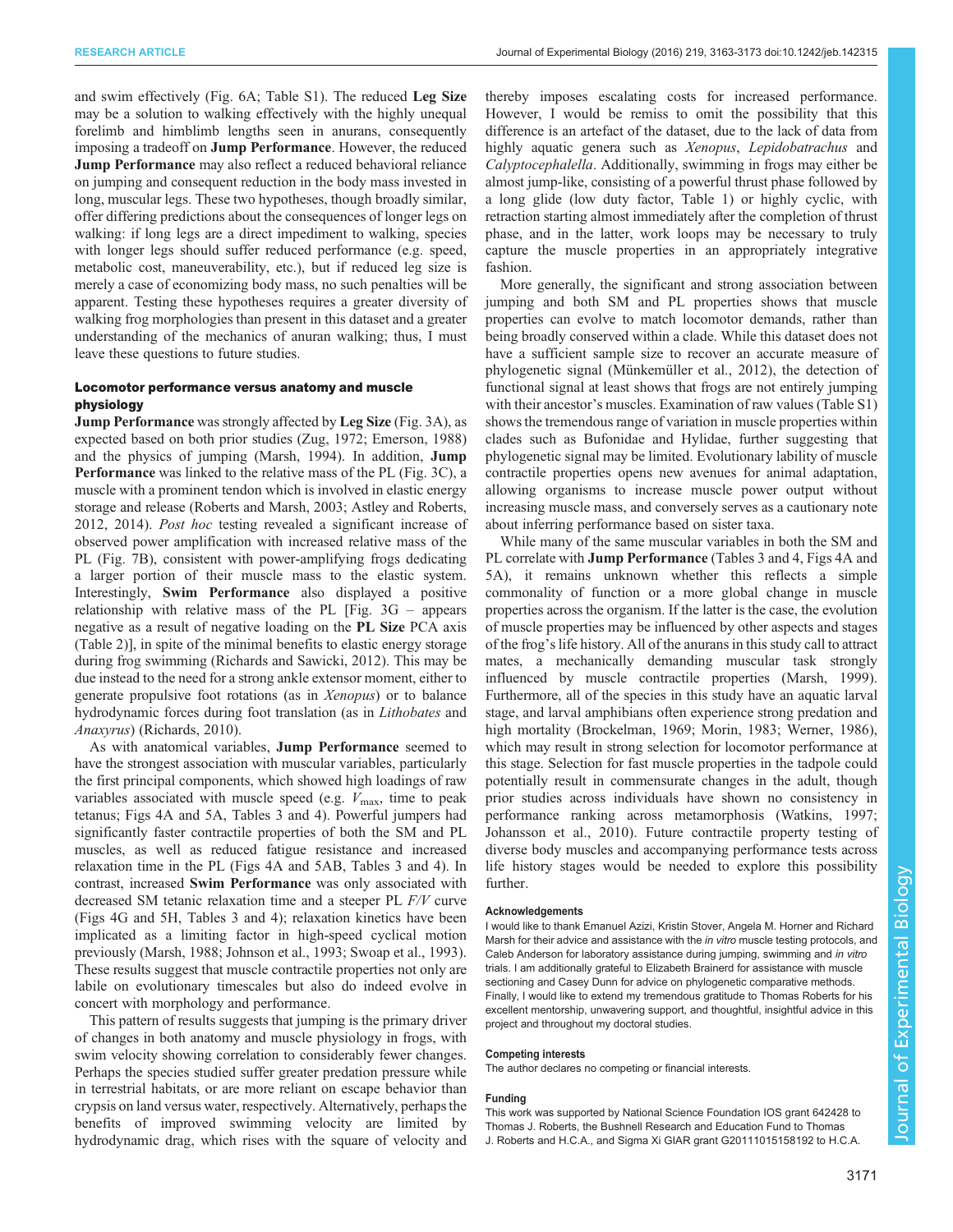and swim effectively (Fig. 6A; Table S1). The reduced **Leg Size** may be a solution to walking effectively with the highly unequal forelimb and himblimb lengths seen in anurans, consequently imposing a tradeoff on **Jump Performance**. However, the reduced **Jump Performance** may also reflect a reduced behavioral reliance on jumping and consequent reduction in the body mass invested in long, muscular legs. These two hypotheses, though broadly similar, offer differing predictions about the consequences of longer legs on walking: if long legs are a direct impediment to walking, species with longer legs should suffer reduced performance (e.g. speed, metabolic cost, maneuverability, etc.), but if reduced leg size is merely a case of economizing body mass, no such penalties will be apparent. Testing these hypotheses requires a greater diversity of walking frog morphologies than present in this dataset and a greater understanding of the mechanics of anuran walking; thus, I must leave these questions to future studies.

### Locomotor performance versus anatomy and muscle physiology

**Jump Performance** was strongly affected by **Leg Size** (Fig. 3A), as expected based on both prior studies (Zug, 1972; Emerson, 1988) and the physics of jumping (Marsh, 1994). In addition, **Jump Performance** was linked to the relative mass of the PL (Fig. 3C), a muscle with a prominent tendon which is involved in elastic energy storage and release (Roberts and Marsh, 2003; Astley and Roberts, 2012, 2014). *Post hoc* testing revealed a significant increase of observed power amplification with increased relative mass of the PL (Fig. 7B), consistent with power-amplifying frogs dedicating a larger portion of their muscle mass to the elastic system. Interestingly, **Swim Performance** also displayed a positive relationship with relative mass of the PL [Fig. 3G – appears negative as a result of negative loading on the **PL Size** PCA axis (Table 2)], in spite of the minimal benefits to elastic energy storage during frog swimming (Richards and Sawicki, 2012). This may be due instead to the need for a strong ankle extensor moment, either to generate propulsive foot rotations (as in *Xenopus*) or to balance hydrodynamic forces during foot translation (as in *Lithobates* and *Anaxyrus*) (Richards, 2010).

As with anatomical variables, **Jump Performance** seemed to have the strongest association with muscular variables, particularly the first principal components, which showed high loadings of raw variables associated with muscle speed (e.g. $V_{max}$, time to peak tetanus; Figs 4A and 5A, Tables 3 and 4). Powerful jumpers had significantly faster contractile properties of both the SM and PL muscles, as well as reduced fatigue resistance and increased relaxation time in the PL (Figs 4A and 5AB, Tables 3 and 4). In contrast, increased **Swim Performance** was only associated with decreased SM tetanic relaxation time and a steeper PL *F*/*V* curve (Figs 4G and 5H, Tables 3 and 4); relaxation kinetics have been implicated as a limiting factor in high-speed cyclical motion previously (Marsh, 1988; Johnson et al., 1993; Swoap et al., 1993). These results suggest that muscle contractile properties not only are labile on evolutionary timescales but also do indeed evolve in concert with morphology and performance.

This pattern of results suggests that jumping is the primary driver of changes in both anatomy and muscle physiology in frogs, with swim velocity showing correlation to considerably fewer changes. Perhaps the species studied suffer greater predation pressure while in terrestrial habitats, or are more reliant on escape behavior than crypsis on land versus water, respectively. Alternatively, perhaps the benefits of improved swimming velocity are limited by hydrodynamic drag, which rises with the square of velocity and thereby imposes escalating costs for increased performance. However, I would be remiss to omit the possibility that this difference is an artefact of the dataset, due to the lack of data from highly aquatic genera such as *Xenopus*, *Lepidobatrachus* and *Calyptocephalella*. Additionally, swimming in frogs may either be almost jump-like, consisting of a powerful thrust phase followed by a long glide (low duty factor, Table 1) or highly cyclic, with retraction starting almost immediately after the completion of thrust phase, and in the latter, work loops may be necessary to truly capture the muscle properties in an appropriately integrative fashion.

More generally, the significant and strong association between jumping and both SM and PL properties shows that muscle properties can evolve to match locomotor demands, rather than being broadly conserved within a clade. While this dataset does not have a sufficient sample size to recover an accurate measure of phylogenetic signal (Münkemüller et al., 2012), the detection of functional signal at least shows that frogs are not entirely jumping with their ancestor's muscles. Examination of raw values (Table S1) shows the tremendous range of variation in muscle properties within clades such as Bufonidae and Hylidae, further suggesting that phylogenetic signal may be limited. Evolutionary lability of muscle contractile properties opens new avenues for animal adaptation, allowing organisms to increase muscle power output without increasing muscle mass, and conversely serves as a cautionary note about inferring performance based on sister taxa.

While many of the same muscular variables in both the SM and PL correlate with **Jump Performance** (Tables 3 and 4, Figs 4A and 5A), it remains unknown whether this reflects a simple commonality of function or a more global change in muscle properties across the organism. If the latter is the case, the evolution of muscle properties may be influenced by other aspects and stages of the frog's life history. All of the anurans in this study call to attract mates, a mechanically demanding muscular task strongly influenced by muscle contractile properties (Marsh, 1999). Furthermore, all of the species in this study have an aquatic larval stage, and larval amphibians often experience strong predation and high mortality (Brockelman, 1969; Morin, 1983; Werner, 1986), which may result in strong selection for locomotor performance at this stage. Selection for fast muscle properties in the tadpole could potentially result in commensurate changes in the adult, though prior studies across individuals have shown no consistency in performance ranking across metamorphosis (Watkins, 1997; Johansson et al., 2010). Future contractile property testing of diverse body muscles and accompanying performance tests across life history stages would be needed to explore this possibility further.

#### Acknowledgements

I would like to thank Emanuel Azizi, Kristin Stover, Angela M. Horner and Richard Marsh for their advice and assistance with the *in vitro* muscle testing protocols, and Caleb Anderson for laboratory assistance during jumping, swimming and *in vitro* trials. I am additionally grateful to Elizabeth Brainerd for assistance with muscle sectioning and Casey Dunn for advice on phylogenetic comparative methods. Finally, I would like to extend my tremendous gratitude to Thomas Roberts for his excellent mentorship, unwavering support, and thoughtful, insightful advice in this project and throughout my doctoral studies.

#### Competing interests

The author declares no competing or financial interests.

#### Funding

This work was supported by National Science Foundation IOS grant 642428 to Thomas J. Roberts, the Bushnell Research and Education Fund to Thomas J. Roberts and H.C.A., and Sigma Xi GIAR grant G20111015158192 to H.C.A.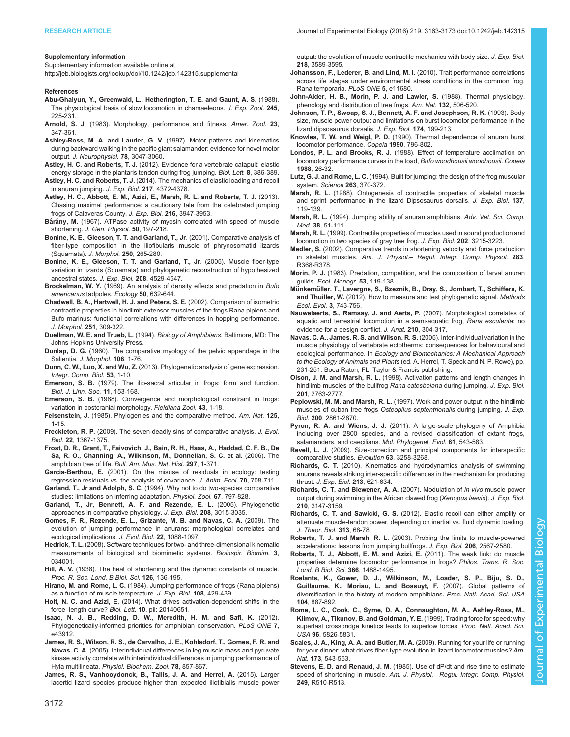**Supplementary information**

Supplementary information available online at
http://jeb.biologists.org/lookup/doi/10.1242/jeb.142315.supplemental

**References**

**Abu-Ghalyun, Y., Greenwald, L., Hetherington, T. E. and Gaunt, A. S.** (1988). The physiological basis of slow locomotion in chameleons. *J. Exp. Zool.* **245**, 225-231.

**Arnold, S. J.** (1983). Morphology, performance and fitness. *Amer. Zool.* **23**, 347-361.

**Ashley-Ross, M. A. and Lauder, G. V.** (1997). Motor patterns and kinematics during backward walking in the pacific giant salamander: evidence for novel motor output. *J. Neurophysiol.* **78**, 3047-3060.

**Astley, H. C. and Roberts, T. J.** (2012). Evidence for a vertebrate catapult: elastic energy storage in the plantaris tendon during frog jumping. *Biol. Lett.* **8**, 386-389.

**Astley, H. C. and Roberts, T. J.** (2014). The mechanics of elastic loading and recoil in anuran jumping. *J. Exp. Biol.* **217**, 4372-4378.

**Astley, H. C., Abbott, E. M., Azizi, E., Marsh, R. L. and Roberts, T. J.** (2013). Chasing maximal performance: a cautionary tale from the celebrated jumping frogs of Calaveras County. *J. Exp. Biol.* **216**, 3947-3953.

**Bárány, M.** (1967). ATPase activity of myosin correlated with speed of muscle shortening. *J. Gen. Physiol.* **50**, 197-218.

**Bonine, K. E., Gleeson, T. T. and Garland, T., Jr** (2001). Comparative analysis of fiber-type composition in the iliofibularis muscle of phrynosomatid lizards (Squamata). *J. Morphol.* **250**, 265-280.

**Bonine, K. E., Gleeson, T. T. and Garland, T., Jr** (2005). Muscle fiber-type variation in lizards (Squamata) and phylogenetic reconstruction of hypothesized ancestral states. *J. Exp. Biol.* **208**, 4529-4547.

**Brockelman, W. Y.** (1969). An analysis of density effects and predation in *Bufo americanus* tadpoles. *Ecology* **50**, 632-644.

**Chadwell, B. A., Hartwell, H. J. and Peters, S. E.** (2002). Comparison of isometric contractile properties in hindlimb extensor muscles of the frogs Rana pipiens and Bufo marinus: functional correlations with differences in hopping performance. *J. Morphol.* **251**, 309-322.

**Duellman, W. E. and Trueb, L.** (1994). *Biology of Amphibians*. Baltimore, MD: The Johns Hopkins University Press.

**Dunlap, D. G.** (1960). The comparative myology of the pelvic appendage in the Salientia. *J. Morphol.* **106**, 1-76.

**Dunn, C. W., Luo, X. and Wu, Z.** (2013). Phylogenetic analysis of gene expression. *Integr. Comp. Biol.* **53**, 1-10.

**Emerson, S. B.** (1979). The ilio-sacral articular in frogs: form and function. *Biol. J. Linn. Soc.* **11**, 153-168.

**Emerson, S. B.** (1988). Convergence and morphological constraint in frogs: variation in postcranial morphology. *Fieldiana Zool.* **43**, 1-18.

**Felsenstein, J.** (1985). Phylogenies and the comparative method. *Am. Nat.* **125**, 1-15.

**Freckleton, R. P.** (2009). The seven deadly sins of comparative analysis. *J. Evol. Biol.* **22**, 1367-1375.

**Frost, D. R., Grant, T., Faivovich, J., Bain, R. H., Haas, A., Haddad, C. F. B., De Sa, R. O., Channing, A., Wilkinson, M., Donnellan, S. C. et al.** (2006). The amphibian tree of life. *Bull. Am. Mus. Nat. Hist.* **297**, 1-371.

**Garcia-Berthou, E.** (2001). On the misuse of residuals in ecology: testing regression residuals vs. the analysis of covariance. *J. Anim. Ecol.* **70**, 708-711.

**Garland, T., Jr and Adolph, S. C.** (1994). Why not to do two-species comparative studies: limitations on inferring adaptation. *Physiol. Zool.* **67**, 797-828.

**Garland, T., Jr, Bennett, A. F. and Rezende, E. L.** (2005). Phylogenetic approaches in comparative physiology. *J. Exp. Biol.* **208**, 3015-3035.

**Gomes, F. R., Rezende, E. L., Grizante, M. B. and Navas, C. A.** (2009). The evolution of jumping performance in anurans: morphological correlates and ecological implications. *J. Evol. Biol.* **22**, 1088-1097.

**Hedrick, T. L.** (2008). Software techniques for two- and three-dimensional kinematic measurements of biological and biomimetic systems. *Bioinspir. Biomim.* **3**, 034001.

**Hill, A. V.** (1938). The heat of shortening and the dynamic constants of muscle. *Proc. R. Soc. Lond. B Biol. Sci.* **126**, 136-195.

**Hirano, M. and Rome, L. C.** (1984). Jumping performance of frogs (Rana pipiens) as a function of muscle temperature. *J. Exp. Biol.* **108**, 429-439.

**Holt, N. C. and Azizi, E.** (2014). What drives activation-dependent shifts in the force–length curve? *Biol. Lett.* **10**, pii: 20140651.

**Isaac, N. J. B., Redding, D. W., Meredith, H. M. and Safi, K.** (2012). Phylogenetically-informed priorities for amphibian conservation. *PLoS ONE* **7**, e43912.

**James, R. S., Wilson, R. S., de Carvalho, J. E., Kohlsdorf, T., Gomes, F. R. and Navas, C. A.** (2005). Interindividual differences in leg muscle mass and pyruvate kinase activity correlate with interindividual differences in jumping performance of Hyla multilineata. *Physiol. Biochem. Zool.* **78**, 857-867.

**James, R. S., Vanhooydonck, B., Tallis, J. A. and Herrel, A.** (2015). Larger lacertid lizard species produce higher than expected iliotibialis muscle power output: the evolution of muscle contractile mechanics with body size. *J. Exp. Biol.* **218**, 3589-3595.

**Johansson, F., Lederer, B. and Lind, M. I.** (2010). Trait performance correlations across life stages under environmental stress conditions in the common frog, Rana temporaria. *PLoS ONE* **5**, e11680.

**John-Alder, H. B., Morin, P. J. and Lawler, S.** (1988). Thermal physiology, phenology and distribution of tree frogs. *Am. Nat.* **132**, 506-520.

**Johnson, T. P., Swoap, S. J., Bennett, A. F. and Josephson, R. K.** (1993). Body size, muscle power output and limitations on burst locomotor performance in the lizard dipsosaurus dorsalis. *J. Exp. Biol.* **174**, 199-213.

**Knowles, T. W. and Weigl, P. D.** (1990). Thermal dependence of anuran burst locomotor performance. *Copeia* **1990**, 796-802.

**Londos, P. L. and Brooks, R. J.** (1988). Effect of temperature acclimation on locomotory performance curves in the toad, *Bufo woodhousii woodhousii*. *Copeia* **1988**, 26-32.

**Lutz, G. J. and Rome, L. C.** (1994). Built for jumping: the design of the frog muscular system. *Science* **263**, 370-372.

**Marsh, R. L.** (1988). Ontogenesis of contractile properties of skeletal muscle and sprint performance in the lizard Dipsosaurus dorsalis. *J. Exp. Biol.* **137**, 119-139.

**Marsh, R. L.** (1994). Jumping ability of anuran amphibians. *Adv. Vet. Sci. Comp. Med.* **38**, 51-111.

**Marsh, R. L.** (1999). Contractile properties of muscles used in sound production and locomotion in two species of gray tree frog. *J. Exp. Biol.* **202**, 3215-3223.

**Medler, S.** (2002). Comparative trends in shortening velocity and force production in skeletal muscles. *Am. J. Physiol.– Regul. Integr. Comp. Physiol.* **283**, R368-R378.

**Morin, P. J.** (1983). Predation, competition, and the composition of larval anuran guilds. *Ecol. Monogr.* **53**, 119-138.

**Münkemüller, T., Lavergne, S., Bzeznik, B., Dray, S., Jombart, T., Schiffers, K. and Thuiller, W.** (2012). How to measure and test phylogenetic signal. *Methods Ecol. Evol.* **3**, 743-756.

**Nauwelaerts, S., Ramsay, J. and Aerts, P.** (2007). Morphological correlates of aquatic and terrestrial locomotion in a semi-aquatic frog, *Rana esculenta*: no evidence for a design conflict. *J. Anat.* **210**, 304-317.

**Navas, C. A., James, R. S. and Wilson, R. S.** (2005). Inter-individual variation in the muscle physiology of vertebrate ectotherms: consequences for behavioural and ecological performance. In *Ecology and Biomechanics: A Mechanical Approach to the Ecology of Animals and Plants* (ed. A. Herrel, T. Speck and N. P. Rowe), pp. 231-251. Boca Raton, FL: Taylor & Francis publishing.

**Olson, J. M. and Marsh, R. L.** (1998). Activation patterns and length changes in hindlimb muscles of the bullfrog *Rana catesbeiana* during jumping. *J. Exp. Biol.* **201**, 2763-2777.

**Peplowski, M. M. and Marsh, R. L.** (1997). Work and power output in the hindlimb muscles of cuban tree frogs *Osteopilus septentrionalis* during jumping. *J. Exp. Biol.* **200**, 2861-2870.

**Pyron, R. A. and Wiens, J. J.** (2011). A large-scale phylogeny of Amphibia including over 2800 species, and a revised classification of extant frogs, salamanders, and caecilians. *Mol. Phylogenet. Evol.* **61**, 543-583.

**Revell, L. J.** (2009). Size-correction and principal components for interspecific comparative studies. *Evolution* **63**, 3258-3268.

**Richards, C. T.** (2010). Kinematics and hydrodynamics analysis of swimming anurans reveals striking inter-specific differences in the mechanism for producing thrust. *J. Exp. Biol.* **213**, 621-634.

**Richards, C. T. and Biewener, A. A.** (2007). Modulation of *in vivo* muscle power output during swimming in the African clawed frog (*Xenopus laevis*). *J. Exp. Biol.* **210**, 3147-3159.

**Richards, C. T. and Sawicki, G. S.** (2012). Elastic recoil can either amplify or attenuate muscle-tendon power, depending on inertial vs. fluid dynamic loading. *J. Theor. Biol.* **313**, 68-78.

**Roberts, T. J. and Marsh, R. L.** (2003). Probing the limits to muscle-powered accelerations: lessons from jumping bullfrogs. *J. Exp. Biol.* **206**, 2567-2580.

**Roberts, T. J., Abbott, E. M. and Azizi, E.** (2011). The weak link: do muscle properties determine locomotor performance in frogs? *Philos. Trans. R. Soc. Lond. B Biol. Sci.* **366**, 1488-1495.

**Roelants, K., Gower, D. J., Wilkinson, M., Loader, S. P., Biju, S. D., Guillaume, K., Moriau, L. and Bossuyt, F.** (2007). Global patterns of diversification in the history of modern amphibians. *Proc. Natl. Acad. Sci. USA* **104**, 887-892.

**Rome, L. C., Cook, C., Syme, D. A., Connaughton, M. A., Ashley-Ross, M., Klimov, A., Tikunov, B. and Goldman, Y. E.** (1999). Trading force for speed: why superfast crossbridge kinetics leads to superlow forces. *Proc. Natl. Acad. Sci. USA* **96**, 5826-5831.

**Scales, J. A., King, A. A. and Butler, M. A.** (2009). Running for your life or running for your dinner: what drives fiber-type evolution in lizard locomotor muscles? *Am. Nat.* **173**, 543-553.

**Stevens, E. D. and Renaud, J. M.** (1985). Use of dP/dt and rise time to estimate speed of shortening in muscle. *Am. J. Physiol.– Regul. Integr. Comp. Physiol.* **249**, R510-R513.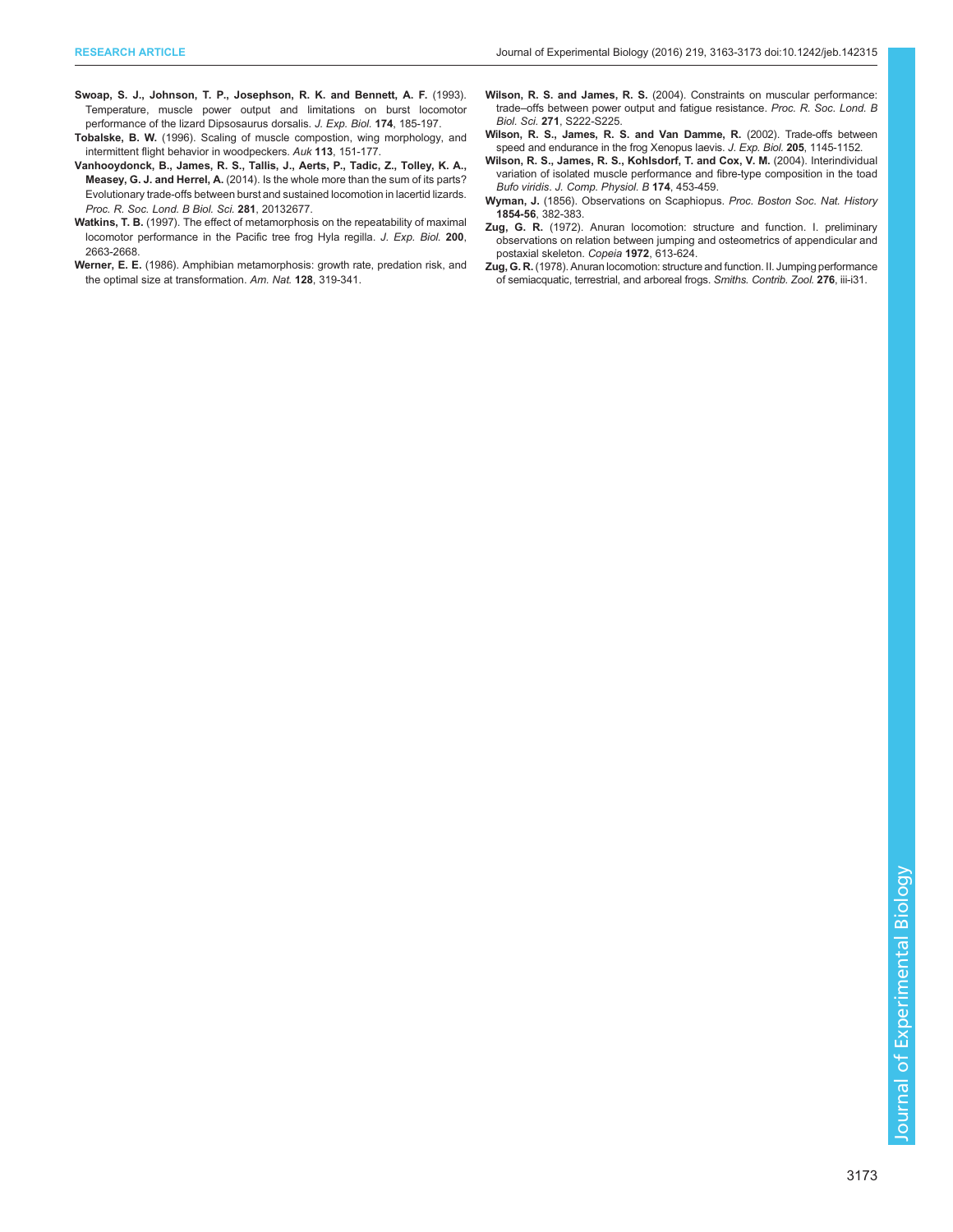**Swoap, S. J., Johnson, T. P., Josephson, R. K. and Bennett, A. F.** (1993). Temperature, muscle power output and limitations on burst locomotor performance of the lizard Dipsosaurus dorsalis. *J. Exp. Biol.* **174**, 185-197.

**Tobalske, B. W.** (1996). Scaling of muscle compostion, wing morphology, and intermittent flight behavior in woodpeckers. *Auk* **113**, 151-177.

**Vanhooydonck, B., James, R. S., Tallis, J., Aerts, P., Tadic, Z., Tolley, K. A., Measey, G. J. and Herrel, A.** (2014). Is the whole more than the sum of its parts? Evolutionary trade-offs between burst and sustained locomotion in lacertid lizards. *Proc. R. Soc. Lond. B Biol. Sci.* **281**, 20132677.

**Watkins, T. B.** (1997). The effect of metamorphosis on the repeatability of maximal locomotor performance in the Pacific tree frog Hyla regilla. *J. Exp. Biol.* **200**, 2663-2668.

**Werner, E. E.** (1986). Amphibian metamorphosis: growth rate, predation risk, and the optimal size at transformation. *Am. Nat.* **128**, 319-341.

**Wilson, R. S. and James, R. S.** (2004). Constraints on muscular performance: trade–offs between power output and fatigue resistance. *Proc. R. Soc. Lond. B Biol. Sci.* **271**, S222-S225.

**Wilson, R. S., James, R. S. and Van Damme, R.** (2002). Trade-offs between speed and endurance in the frog Xenopus laevis. *J. Exp. Biol.* **205**, 1145-1152.

**Wilson, R. S., James, R. S., Kohlsdorf, T. and Cox, V. M.** (2004). Interindividual variation of isolated muscle performance and fibre-type composition in the toad *Bufo viridis*. *J. Comp. Physiol. B* **174**, 453-459.

**Wyman, J.** (1856). Observations on Scaphiopus. *Proc. Boston Soc. Nat. History* **1854-56**, 382-383.

**Zug, G. R.** (1972). Anuran locomotion: structure and function. I. preliminary observations on relation between jumping and osteometrics of appendicular and postaxial skeleton. *Copeia* **1972**, 613-624.

**Zug, G. R.** (1978). Anuran locomotion: structure and function. II. Jumping performance of semiacquatic, terrestrial, and arboreal frogs. *Smiths. Contrib. Zool.* **276**, iii-i31.